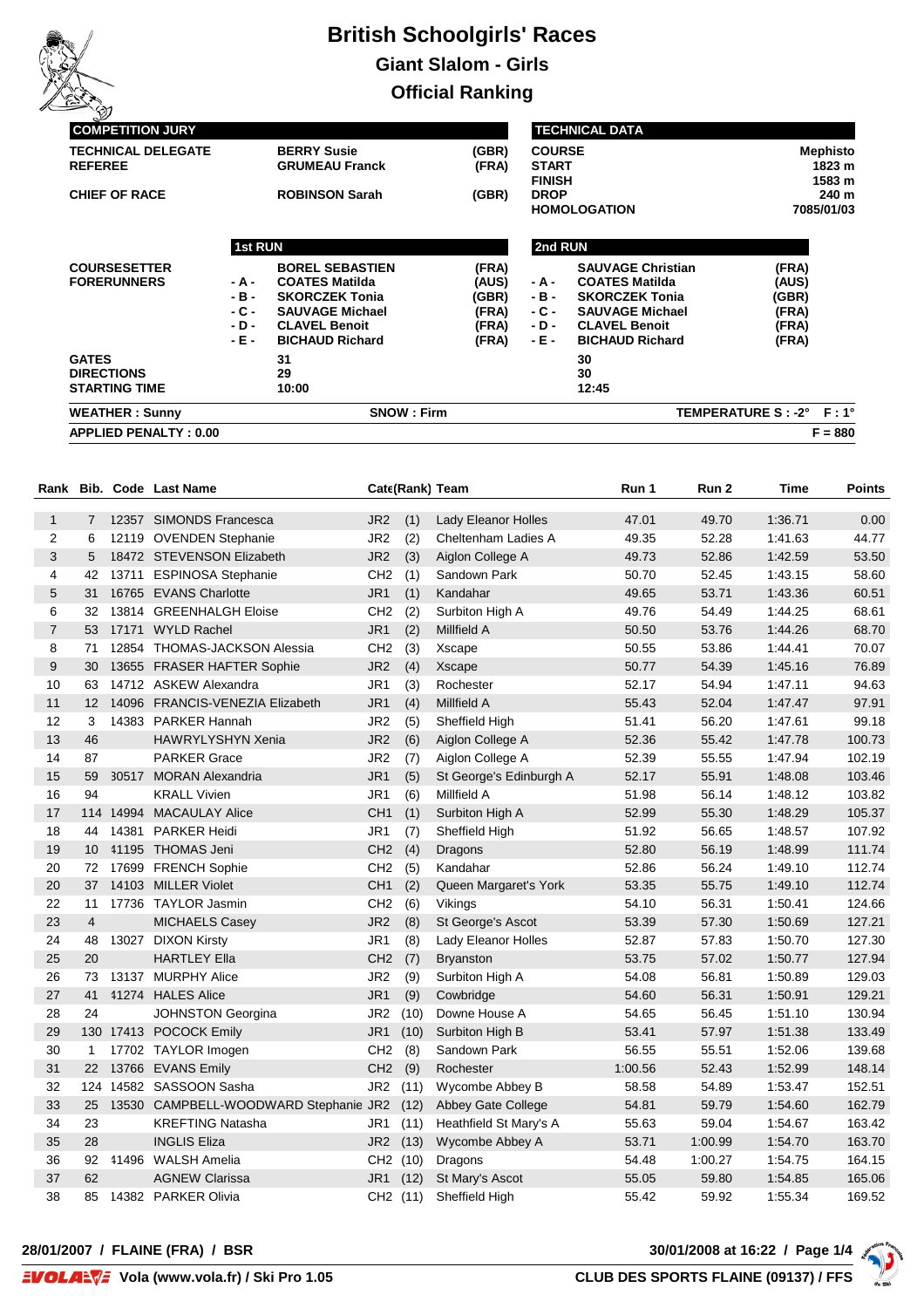# British Schoolgirls' Races

## Giant Slalom - Girls

## Official Ranking

| COMPETITION JURY | | | |
|---|---|---|---|
| TECHNICAL DELEGATE | BERRY Susie | (GBR) | |
| REFEREE | GRUMEAU Franck | (FRA) | |
| CHIEF OF RACE | ROBINSON Sarah | (GBR) | |

| TECHNICAL DATA | |
|---|---|
| COURSE | Mephisto |
| START | 1823 m |
| FINISH | 1583 m |
| DROP | 240 m |
| HOMOLOGATION | 7085/01/03 |

| | 1st RUN | | | 2nd RUN | | |
|---|---|---|---|---|---|---|
| COURSESETTER | | BOREL SEBASTIEN | (FRA) | | SAUVAGE Christian | (FRA) |
| FORERUNNERS | - A - | COATES Matilda | (AUS) | - A - | COATES Matilda | (AUS) |
| | - B - | SKORCZEK Tonia | (GBR) | - B - | SKORCZEK Tonia | (GBR) |
| | - C - | SAUVAGE Michael | (FRA) | - C - | SAUVAGE Michael | (FRA) |
| | - D - | CLAVEL Benoit | (FRA) | - D - | CLAVEL Benoit | (FRA) |
| | - E - | BICHAUD Richard | (FRA) | - E - | BICHAUD Richard | (FRA) |
| GATES | | 31 | | | 30 | |
| DIRECTIONS | | 29 | | | 30 | |
| STARTING TIME | | 10:00 | | | 12:45 | |

WEATHER : Sunny — SNOW : Firm — TEMPERATURE S : -2° F : 1°

APPLIED PENALTY : 0.00 — F = 880

| Rank | Bib. | Code | Last Name | Cate | (Rank) | Team | Run 1 | Run 2 | Time | Points |
|---|---|---|---|---|---|---|---|---|---|---|
| 1 | 7 | 12357 | SIMONDS Francesca | JR2 | (1) | Lady Eleanor Holles | 47.01 | 49.70 | 1:36.71 | 0.00 |
| 2 | 6 | 12119 | OVENDEN Stephanie | JR2 | (2) | Cheltenham Ladies A | 49.35 | 52.28 | 1:41.63 | 44.77 |
| 3 | 5 | 18472 | STEVENSON Elizabeth | JR2 | (3) | Aiglon College A | 49.73 | 52.86 | 1:42.59 | 53.50 |
| 4 | 42 | 13711 | ESPINOSA Stephanie | CH2 | (1) | Sandown Park | 50.70 | 52.45 | 1:43.15 | 58.60 |
| 5 | 31 | 16765 | EVANS Charlotte | JR1 | (1) | Kandahar | 49.65 | 53.71 | 1:43.36 | 60.51 |
| 6 | 32 | 13814 | GREENHALGH Eloise | CH2 | (2) | Surbiton High A | 49.76 | 54.49 | 1:44.25 | 68.61 |
| 7 | 53 | 17171 | WYLD Rachel | JR1 | (2) | Millfield A | 50.50 | 53.76 | 1:44.26 | 68.70 |
| 8 | 71 | 12854 | THOMAS-JACKSON Alessia | CH2 | (3) | Xscape | 50.55 | 53.86 | 1:44.41 | 70.07 |
| 9 | 30 | 13655 | FRASER HAFTER Sophie | JR2 | (4) | Xscape | 50.77 | 54.39 | 1:45.16 | 76.89 |
| 10 | 63 | 14712 | ASKEW Alexandra | JR1 | (3) | Rochester | 52.17 | 54.94 | 1:47.11 | 94.63 |
| 11 | 12 | 14096 | FRANCIS-VENEZIA Elizabeth | JR1 | (4) | Millfield A | 55.43 | 52.04 | 1:47.47 | 97.91 |
| 12 | 3 | 14383 | PARKER Hannah | JR2 | (5) | Sheffield High | 51.41 | 56.20 | 1:47.61 | 99.18 |
| 13 | 46 | | HAWRYLYSHYN Xenia | JR2 | (6) | Aiglon College A | 52.36 | 55.42 | 1:47.78 | 100.73 |
| 14 | 87 | | PARKER Grace | JR2 | (7) | Aiglon College A | 52.39 | 55.55 | 1:47.94 | 102.19 |
| 15 | 59 | 30517 | MORAN Alexandria | JR1 | (5) | St George's Edinburgh A | 52.17 | 55.91 | 1:48.08 | 103.46 |
| 16 | 94 | | KRALL Vivien | JR1 | (6) | Millfield A | 51.98 | 56.14 | 1:48.12 | 103.82 |
| 17 | 114 | 14994 | MACAULAY Alice | CH1 | (1) | Surbiton High A | 52.99 | 55.30 | 1:48.29 | 105.37 |
| 18 | 44 | 14381 | PARKER Heidi | JR1 | (7) | Sheffield High | 51.92 | 56.65 | 1:48.57 | 107.92 |
| 19 | 10 | 41195 | THOMAS Jeni | CH2 | (4) | Dragons | 52.80 | 56.19 | 1:48.99 | 111.74 |
| 20 | 72 | 17699 | FRENCH Sophie | CH2 | (5) | Kandahar | 52.86 | 56.24 | 1:49.10 | 112.74 |
| 20 | 37 | 14103 | MILLER Violet | CH1 | (2) | Queen Margaret's York | 53.35 | 55.75 | 1:49.10 | 112.74 |
| 22 | 11 | 17736 | TAYLOR Jasmin | CH2 | (6) | Vikings | 54.10 | 56.31 | 1:50.41 | 124.66 |
| 23 | 4 | | MICHAELS Casey | JR2 | (8) | St George's Ascot | 53.39 | 57.30 | 1:50.69 | 127.21 |
| 24 | 48 | 13027 | DIXON Kirsty | JR1 | (8) | Lady Eleanor Holles | 52.87 | 57.83 | 1:50.70 | 127.30 |
| 25 | 20 | | HARTLEY Ella | CH2 | (7) | Bryanston | 53.75 | 57.02 | 1:50.77 | 127.94 |
| 26 | 73 | 13137 | MURPHY Alice | JR2 | (9) | Surbiton High A | 54.08 | 56.81 | 1:50.89 | 129.03 |
| 27 | 41 | 41274 | HALES Alice | JR1 | (9) | Cowbridge | 54.60 | 56.31 | 1:50.91 | 129.21 |
| 28 | 24 | | JOHNSTON Georgina | JR2 | (10) | Downe House A | 54.65 | 56.45 | 1:51.10 | 130.94 |
| 29 | 130 | 17413 | POCOCK Emily | JR1 | (10) | Surbiton High B | 53.41 | 57.97 | 1:51.38 | 133.49 |
| 30 | 1 | 17702 | TAYLOR Imogen | CH2 | (8) | Sandown Park | 56.55 | 55.51 | 1:52.06 | 139.68 |
| 31 | 22 | 13766 | EVANS Emily | CH2 | (9) | Rochester | 1:00.56 | 52.43 | 1:52.99 | 148.14 |
| 32 | 124 | 14582 | SASSOON Sasha | JR2 | (11) | Wycombe Abbey B | 58.58 | 54.89 | 1:53.47 | 152.51 |
| 33 | 25 | 13530 | CAMPBELL-WOODWARD Stephanie | JR2 | (12) | Abbey Gate College | 54.81 | 59.79 | 1:54.60 | 162.79 |
| 34 | 23 | | KREFTING Natasha | JR1 | (11) | Heathfield St Mary's A | 55.63 | 59.04 | 1:54.67 | 163.42 |
| 35 | 28 | | INGLIS Eliza | JR2 | (13) | Wycombe Abbey A | 53.71 | 1:00.99 | 1:54.70 | 163.70 |
| 36 | 92 | 41496 | WALSH Amelia | CH2 | (10) | Dragons | 54.48 | 1:00.27 | 1:54.75 | 164.15 |
| 37 | 62 | | AGNEW Clarissa | JR1 | (12) | St Mary's Ascot | 55.05 | 59.80 | 1:54.85 | 165.06 |
| 38 | 85 | 14382 | PARKER Olivia | CH2 | (11) | Sheffield High | 55.42 | 59.92 | 1:55.34 | 169.52 |

28/01/2007 / FLAINE (FRA) / BSR — 30/01/2008 at 16:22

Vola (www.vola.fr) / Ski Pro 1.05 — CLUB DES SPORTS FLAINE (09137) / FFS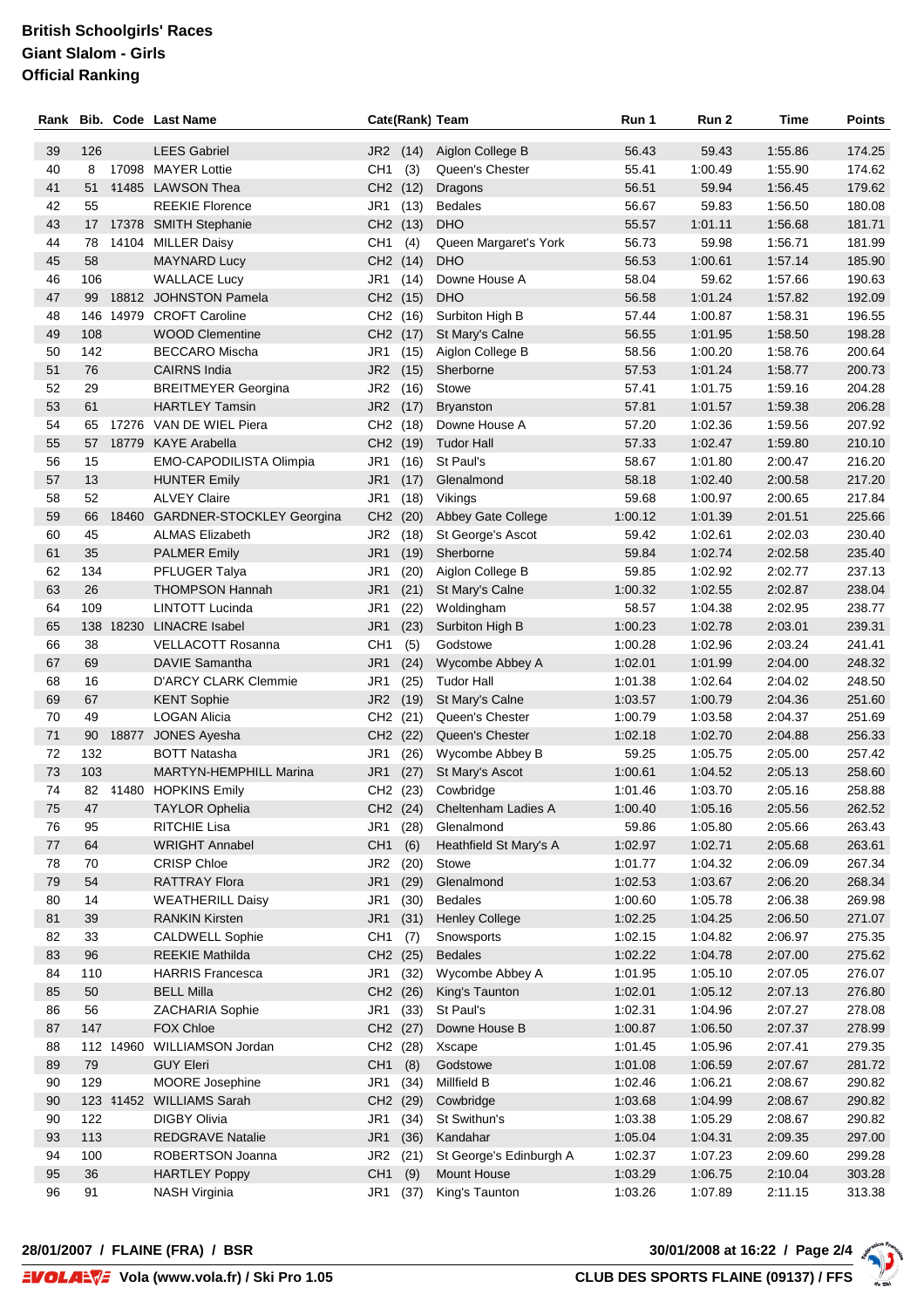**British Schoolgirls' Races**
**Giant Slalom - Girls**
**Official Ranking**

| Rank | Bib. | Code | Last Name | Cate(Rank) | | Team | Run 1 | Run 2 | Time | Points |
|---|---|---|---|---|---|---|---|---|---|---|
| 39 | 126 | | LEES Gabriel | JR2 | (14) | Aiglon College B | 56.43 | 59.43 | 1:55.86 | 174.25 |
| 40 | 8 | 17098 | MAYER Lottie | CH1 | (3) | Queen's Chester | 55.41 | 1:00.49 | 1:55.90 | 174.62 |
| 41 | 51 | 41485 | LAWSON Thea | CH2 | (12) | Dragons | 56.51 | 59.94 | 1:56.45 | 179.62 |
| 42 | 55 | | REEKIE Florence | JR1 | (13) | Bedales | 56.67 | 59.83 | 1:56.50 | 180.08 |
| 43 | 17 | 17378 | SMITH Stephanie | CH2 | (13) | DHO | 55.57 | 1:01.11 | 1:56.68 | 181.71 |
| 44 | 78 | 14104 | MILLER Daisy | CH1 | (4) | Queen Margaret's York | 56.73 | 59.98 | 1:56.71 | 181.99 |
| 45 | 58 | | MAYNARD Lucy | CH2 | (14) | DHO | 56.53 | 1:00.61 | 1:57.14 | 185.90 |
| 46 | 106 | | WALLACE Lucy | JR1 | (14) | Downe House A | 58.04 | 59.62 | 1:57.66 | 190.63 |
| 47 | 99 | 18812 | JOHNSTON Pamela | CH2 | (15) | DHO | 56.58 | 1:01.24 | 1:57.82 | 192.09 |
| 48 | 146 | 14979 | CROFT Caroline | CH2 | (16) | Surbiton High B | 57.44 | 1:00.87 | 1:58.31 | 196.55 |
| 49 | 108 | | WOOD Clementine | CH2 | (17) | St Mary's Calne | 56.55 | 1:01.95 | 1:58.50 | 198.28 |
| 50 | 142 | | BECCARO Mischa | JR1 | (15) | Aiglon College B | 58.56 | 1:00.20 | 1:58.76 | 200.64 |
| 51 | 76 | | CAIRNS India | JR2 | (15) | Sherborne | 57.53 | 1:01.24 | 1:58.77 | 200.73 |
| 52 | 29 | | BREITMEYER Georgina | JR2 | (16) | Stowe | 57.41 | 1:01.75 | 1:59.16 | 204.28 |
| 53 | 61 | | HARTLEY Tamsin | JR2 | (17) | Bryanston | 57.81 | 1:01.57 | 1:59.38 | 206.28 |
| 54 | 65 | 17276 | VAN DE WIEL Piera | CH2 | (18) | Downe House A | 57.20 | 1:02.36 | 1:59.56 | 207.92 |
| 55 | 57 | 18779 | KAYE Arabella | CH2 | (19) | Tudor Hall | 57.33 | 1:02.47 | 1:59.80 | 210.10 |
| 56 | 15 | | EMO-CAPODILISTA Olimpia | JR1 | (16) | St Paul's | 58.67 | 1:01.80 | 2:00.47 | 216.20 |
| 57 | 13 | | HUNTER Emily | JR1 | (17) | Glenalmond | 58.18 | 1:02.40 | 2:00.58 | 217.20 |
| 58 | 52 | | ALVEY Claire | JR1 | (18) | Vikings | 59.68 | 1:00.97 | 2:00.65 | 217.84 |
| 59 | 66 | 18460 | GARDNER-STOCKLEY Georgina | CH2 | (20) | Abbey Gate College | 1:00.12 | 1:01.39 | 2:01.51 | 225.66 |
| 60 | 45 | | ALMAS Elizabeth | JR2 | (18) | St George's Ascot | 59.42 | 1:02.61 | 2:02.03 | 230.40 |
| 61 | 35 | | PALMER Emily | JR1 | (19) | Sherborne | 59.84 | 1:02.74 | 2:02.58 | 235.40 |
| 62 | 134 | | PFLUGER Talya | JR1 | (20) | Aiglon College B | 59.85 | 1:02.92 | 2:02.77 | 237.13 |
| 63 | 26 | | THOMPSON Hannah | JR1 | (21) | St Mary's Calne | 1:00.32 | 1:02.55 | 2:02.87 | 238.04 |
| 64 | 109 | | LINTOTT Lucinda | JR1 | (22) | Woldingham | 58.57 | 1:04.38 | 2:02.95 | 238.77 |
| 65 | 138 | 18230 | LINACRE Isabel | JR1 | (23) | Surbiton High B | 1:00.23 | 1:02.78 | 2:03.01 | 239.31 |
| 66 | 38 | | VELLACOTT Rosanna | CH1 | (5) | Godstowe | 1:00.28 | 1:02.96 | 2:03.24 | 241.41 |
| 67 | 69 | | DAVIE Samantha | JR1 | (24) | Wycombe Abbey A | 1:02.01 | 1:01.99 | 2:04.00 | 248.32 |
| 68 | 16 | | D'ARCY CLARK Clemmie | JR1 | (25) | Tudor Hall | 1:01.38 | 1:02.64 | 2:04.02 | 248.50 |
| 69 | 67 | | KENT Sophie | JR2 | (19) | St Mary's Calne | 1:03.57 | 1:00.79 | 2:04.36 | 251.60 |
| 70 | 49 | | LOGAN Alicia | CH2 | (21) | Queen's Chester | 1:00.79 | 1:03.58 | 2:04.37 | 251.69 |
| 71 | 90 | 18877 | JONES Ayesha | CH2 | (22) | Queen's Chester | 1:02.18 | 1:02.70 | 2:04.88 | 256.33 |
| 72 | 132 | | BOTT Natasha | JR1 | (26) | Wycombe Abbey B | 59.25 | 1:05.75 | 2:05.00 | 257.42 |
| 73 | 103 | | MARTYN-HEMPHILL Marina | JR1 | (27) | St Mary's Ascot | 1:00.61 | 1:04.52 | 2:05.13 | 258.60 |
| 74 | 82 | 41480 | HOPKINS Emily | CH2 | (23) | Cowbridge | 1:01.46 | 1:03.70 | 2:05.16 | 258.88 |
| 75 | 47 | | TAYLOR Ophelia | CH2 | (24) | Cheltenham Ladies A | 1:00.40 | 1:05.16 | 2:05.56 | 262.52 |
| 76 | 95 | | RITCHIE Lisa | JR1 | (28) | Glenalmond | 59.86 | 1:05.80 | 2:05.66 | 263.43 |
| 77 | 64 | | WRIGHT Annabel | CH1 | (6) | Heathfield St Mary's A | 1:02.97 | 1:02.71 | 2:05.68 | 263.61 |
| 78 | 70 | | CRISP Chloe | JR2 | (20) | Stowe | 1:01.77 | 1:04.32 | 2:06.09 | 267.34 |
| 79 | 54 | | RATTRAY Flora | JR1 | (29) | Glenalmond | 1:02.53 | 1:03.67 | 2:06.20 | 268.34 |
| 80 | 14 | | WEATHERILL Daisy | JR1 | (30) | Bedales | 1:00.60 | 1:05.78 | 2:06.38 | 269.98 |
| 81 | 39 | | RANKIN Kirsten | JR1 | (31) | Henley College | 1:02.25 | 1:04.25 | 2:06.50 | 271.07 |
| 82 | 33 | | CALDWELL Sophie | CH1 | (7) | Snowsports | 1:02.15 | 1:04.82 | 2:06.97 | 275.35 |
| 83 | 96 | | REEKIE Mathilda | CH2 | (25) | Bedales | 1:02.22 | 1:04.78 | 2:07.00 | 275.62 |
| 84 | 110 | | HARRIS Francesca | JR1 | (32) | Wycombe Abbey A | 1:01.95 | 1:05.10 | 2:07.05 | 276.07 |
| 85 | 50 | | BELL Milla | CH2 | (26) | King's Taunton | 1:02.01 | 1:05.12 | 2:07.13 | 276.80 |
| 86 | 56 | | ZACHARIA Sophie | JR1 | (33) | St Paul's | 1:02.31 | 1:04.96 | 2:07.27 | 278.08 |
| 87 | 147 | | FOX Chloe | CH2 | (27) | Downe House B | 1:00.87 | 1:06.50 | 2:07.37 | 278.99 |
| 88 | 112 | 14960 | WILLIAMSON Jordan | CH2 | (28) | Xscape | 1:01.45 | 1:05.96 | 2:07.41 | 279.35 |
| 89 | 79 | | GUY Eleri | CH1 | (8) | Godstowe | 1:01.08 | 1:06.59 | 2:07.67 | 281.72 |
| 90 | 129 | | MOORE Josephine | JR1 | (34) | Millfield B | 1:02.46 | 1:06.21 | 2:08.67 | 290.82 |
| 90 | 123 | 41452 | WILLIAMS Sarah | CH2 | (29) | Cowbridge | 1:03.68 | 1:04.99 | 2:08.67 | 290.82 |
| 90 | 122 | | DIGBY Olivia | JR1 | (34) | St Swithun's | 1:03.38 | 1:05.29 | 2:08.67 | 290.82 |
| 93 | 113 | | REDGRAVE Natalie | JR1 | (36) | Kandahar | 1:05.04 | 1:04.31 | 2:09.35 | 297.00 |
| 94 | 100 | | ROBERTSON Joanna | JR2 | (21) | St George's Edinburgh A | 1:02.37 | 1:07.23 | 2:09.60 | 299.28 |
| 95 | 36 | | HARTLEY Poppy | CH1 | (9) | Mount House | 1:03.29 | 1:06.75 | 2:10.04 | 303.28 |
| 96 | 91 | | NASH Virginia | JR1 | (37) | King's Taunton | 1:03.26 | 1:07.89 | 2:11.15 | 313.38 |

**28/01/2007 / FLAINE (FRA) / BSR** — **30/01/2008 at 16:22**

Vola (www.vola.fr) / Ski Pro 1.05 — CLUB DES SPORTS FLAINE (09137) / FFS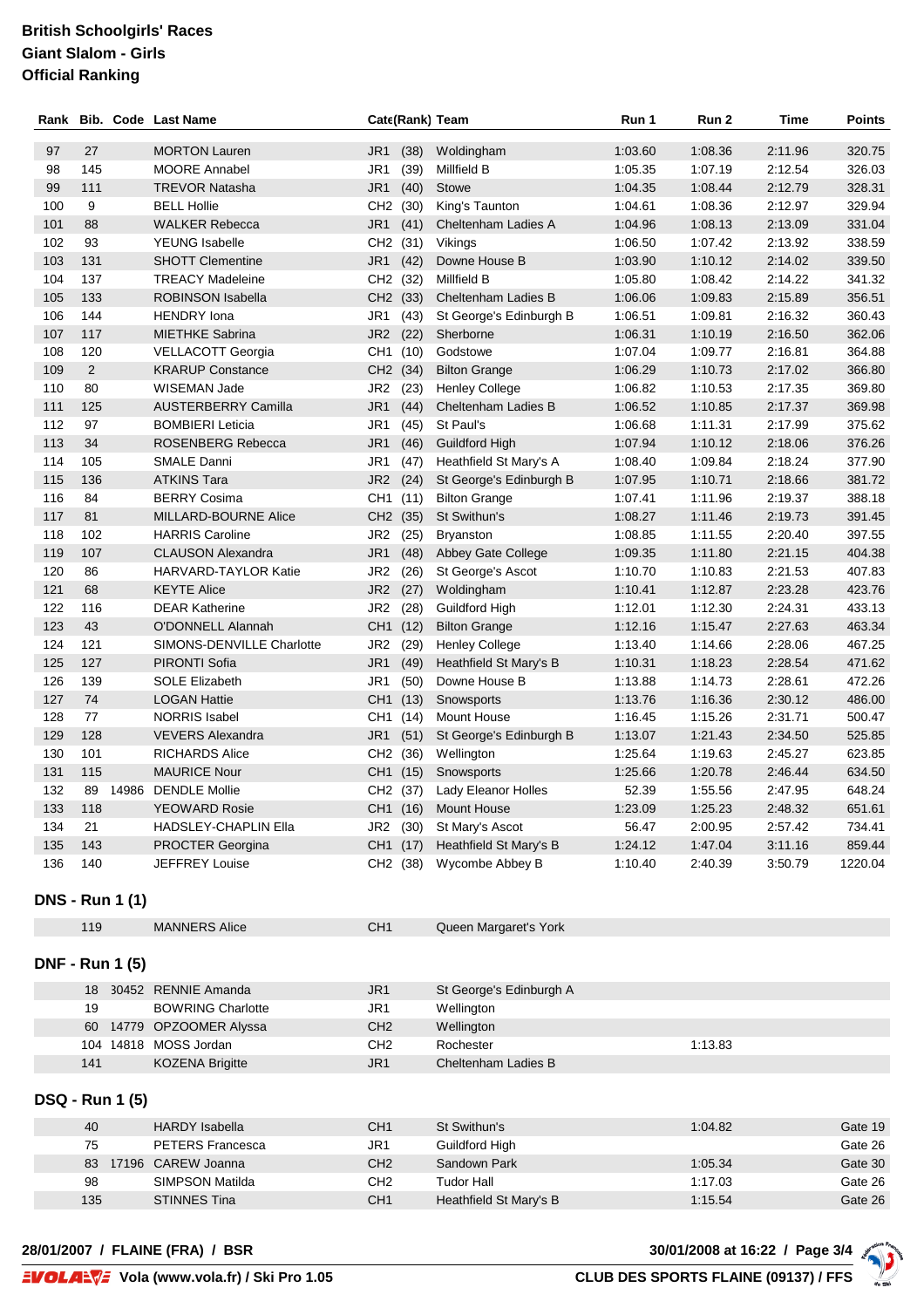**British Schoolgirls' Races**
**Giant Slalom - Girls**
**Official Ranking**

| Rank | Bib. | Code | Last Name | Cate(Rank) | Team | Run 1 | Run 2 | Time | Points |
|---|---|---|---|---|---|---|---|---|---|
| 97 | 27 | | MORTON Lauren | JR1 (38) | Woldingham | 1:03.60 | 1:08.36 | 2:11.96 | 320.75 |
| 98 | 145 | | MOORE Annabel | JR1 (39) | Millfield B | 1:05.35 | 1:07.19 | 2:12.54 | 326.03 |
| 99 | 111 | | TREVOR Natasha | JR1 (40) | Stowe | 1:04.35 | 1:08.44 | 2:12.79 | 328.31 |
| 100 | 9 | | BELL Hollie | CH2 (30) | King's Taunton | 1:04.61 | 1:08.36 | 2:12.97 | 329.94 |
| 101 | 88 | | WALKER Rebecca | JR1 (41) | Cheltenham Ladies A | 1:04.96 | 1:08.13 | 2:13.09 | 331.04 |
| 102 | 93 | | YEUNG Isabelle | CH2 (31) | Vikings | 1:06.50 | 1:07.42 | 2:13.92 | 338.59 |
| 103 | 131 | | SHOTT Clementine | JR1 (42) | Downe House B | 1:03.90 | 1:10.12 | 2:14.02 | 339.50 |
| 104 | 137 | | TREACY Madeleine | CH2 (32) | Millfield B | 1:05.80 | 1:08.42 | 2:14.22 | 341.32 |
| 105 | 133 | | ROBINSON Isabella | CH2 (33) | Cheltenham Ladies B | 1:06.06 | 1:09.83 | 2:15.89 | 356.51 |
| 106 | 144 | | HENDRY Iona | JR1 (43) | St George's Edinburgh B | 1:06.51 | 1:09.81 | 2:16.32 | 360.43 |
| 107 | 117 | | MIETHKE Sabrina | JR2 (22) | Sherborne | 1:06.31 | 1:10.19 | 2:16.50 | 362.06 |
| 108 | 120 | | VELLACOTT Georgia | CH1 (10) | Godstowe | 1:07.04 | 1:09.77 | 2:16.81 | 364.88 |
| 109 | 2 | | KRARUP Constance | CH2 (34) | Bilton Grange | 1:06.29 | 1:10.73 | 2:17.02 | 366.80 |
| 110 | 80 | | WISEMAN Jade | JR2 (23) | Henley College | 1:06.82 | 1:10.53 | 2:17.35 | 369.80 |
| 111 | 125 | | AUSTERBERRY Camilla | JR1 (44) | Cheltenham Ladies B | 1:06.52 | 1:10.85 | 2:17.37 | 369.98 |
| 112 | 97 | | BOMBIERI Leticia | JR1 (45) | St Paul's | 1:06.68 | 1:11.31 | 2:17.99 | 375.62 |
| 113 | 34 | | ROSENBERG Rebecca | JR1 (46) | Guildford High | 1:07.94 | 1:10.12 | 2:18.06 | 376.26 |
| 114 | 105 | | SMALE Danni | JR1 (47) | Heathfield St Mary's A | 1:08.40 | 1:09.84 | 2:18.24 | 377.90 |
| 115 | 136 | | ATKINS Tara | JR2 (24) | St George's Edinburgh B | 1:07.95 | 1:10.71 | 2:18.66 | 381.72 |
| 116 | 84 | | BERRY Cosima | CH1 (11) | Bilton Grange | 1:07.41 | 1:11.96 | 2:19.37 | 388.18 |
| 117 | 81 | | MILLARD-BOURNE Alice | CH2 (35) | St Swithun's | 1:08.27 | 1:11.46 | 2:19.73 | 391.45 |
| 118 | 102 | | HARRIS Caroline | JR2 (25) | Bryanston | 1:08.85 | 1:11.55 | 2:20.40 | 397.55 |
| 119 | 107 | | CLAUSON Alexandra | JR1 (48) | Abbey Gate College | 1:09.35 | 1:11.80 | 2:21.15 | 404.38 |
| 120 | 86 | | HARVARD-TAYLOR Katie | JR2 (26) | St George's Ascot | 1:10.70 | 1:10.83 | 2:21.53 | 407.83 |
| 121 | 68 | | KEYTE Alice | JR2 (27) | Woldingham | 1:10.41 | 1:12.87 | 2:23.28 | 423.76 |
| 122 | 116 | | DEAR Katherine | JR2 (28) | Guildford High | 1:12.01 | 1:12.30 | 2:24.31 | 433.13 |
| 123 | 43 | | O'DONNELL Alannah | CH1 (12) | Bilton Grange | 1:12.16 | 1:15.47 | 2:27.63 | 463.34 |
| 124 | 121 | | SIMONS-DENVILLE Charlotte | JR2 (29) | Henley College | 1:13.40 | 1:14.66 | 2:28.06 | 467.25 |
| 125 | 127 | | PIRONTI Sofia | JR1 (49) | Heathfield St Mary's B | 1:10.31 | 1:18.23 | 2:28.54 | 471.62 |
| 126 | 139 | | SOLE Elizabeth | JR1 (50) | Downe House B | 1:13.88 | 1:14.73 | 2:28.61 | 472.26 |
| 127 | 74 | | LOGAN Hattie | CH1 (13) | Snowsports | 1:13.76 | 1:16.36 | 2:30.12 | 486.00 |
| 128 | 77 | | NORRIS Isabel | CH1 (14) | Mount House | 1:16.45 | 1:15.26 | 2:31.71 | 500.47 |
| 129 | 128 | | VEVERS Alexandra | JR1 (51) | St George's Edinburgh B | 1:13.07 | 1:21.43 | 2:34.50 | 525.85 |
| 130 | 101 | | RICHARDS Alice | CH2 (36) | Wellington | 1:25.64 | 1:19.63 | 2:45.27 | 623.85 |
| 131 | 115 | | MAURICE Nour | CH1 (15) | Snowsports | 1:25.66 | 1:20.78 | 2:46.44 | 634.50 |
| 132 | 89 | 14986 | DENDLE Mollie | CH2 (37) | Lady Eleanor Holles | 52.39 | 1:55.56 | 2:47.95 | 648.24 |
| 133 | 118 | | YEOWARD Rosie | CH1 (16) | Mount House | 1:23.09 | 1:25.23 | 2:48.32 | 651.61 |
| 134 | 21 | | HADSLEY-CHAPLIN Ella | JR2 (30) | St Mary's Ascot | 56.47 | 2:00.95 | 2:57.42 | 734.41 |
| 135 | 143 | | PROCTER Georgina | CH1 (17) | Heathfield St Mary's B | 1:24.12 | 1:47.04 | 3:11.16 | 859.44 |
| 136 | 140 | | JEFFREY Louise | CH2 (38) | Wycombe Abbey B | 1:10.40 | 2:40.39 | 3:50.79 | 1220.04 |

## DNS - Run 1 (1)

| Bib. | Code | Last Name | Cate | Team | | |
|---|---|---|---|---|---|---|
| 119 | | MANNERS Alice | CH1 | Queen Margaret's York | | |

## DNF - Run 1 (5)

| Bib. | Code | Last Name | Cate | Team | | |
|---|---|---|---|---|---|---|
| 18 | 30452 | RENNIE Amanda | JR1 | St George's Edinburgh A | | |
| 19 | | BOWRING Charlotte | JR1 | Wellington | | |
| 60 | 14779 | OPZOOMER Alyssa | CH2 | Wellington | | |
| 104 | 14818 | MOSS Jordan | CH2 | Rochester | 1:13.83 | |
| 141 | | KOZENA Brigitte | JR1 | Cheltenham Ladies B | | |

## DSQ - Run 1 (5)

| Bib. | Code | Last Name | Cate | Team | | |
|---|---|---|---|---|---|---|
| 40 | | HARDY Isabella | CH1 | St Swithun's | 1:04.82 | Gate 19 |
| 75 | | PETERS Francesca | JR1 | Guildford High | | Gate 26 |
| 83 | 17196 | CAREW Joanna | CH2 | Sandown Park | 1:05.34 | Gate 30 |
| 98 | | SIMPSON Matilda | CH2 | Tudor Hall | 1:17.03 | Gate 26 |
| 135 | | STINNES Tina | CH1 | Heathfield St Mary's B | 1:15.54 | Gate 26 |

28/01/2007 / FLAINE (FRA) / BSR

30/01/2008 at 16:22

Vola (www.vola.fr) / Ski Pro 1.05

CLUB DES SPORTS FLAINE (09137) / FFS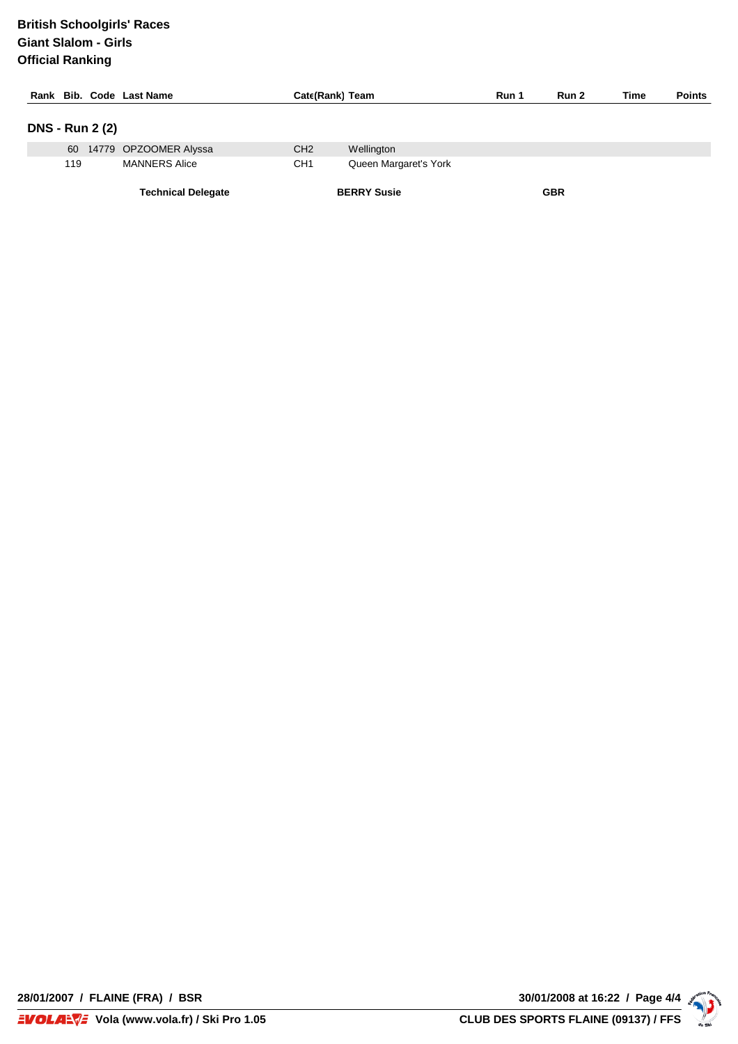**British Schoolgirls' Races**
**Giant Slalom - Girls**
**Official Ranking**

| Rank | Bib. | Code | Last Name | Cate(Rank) | Team | Run 1 | Run 2 | Time | Points |
|---|---|---|---|---|---|---|---|---|---|

## DNS - Run 2 (2)

| Rank | Bib. | Code | Last Name | Cate(Rank) | Team | Run 1 | Run 2 | Time | Points |
|---|---|---|---|---|---|---|---|---|---|
| | 60 | 14779 | OPZOOMER Alyssa | CH2 | Wellington | | | | |
| | 119 | | MANNERS Alice | CH1 | Queen Margaret's York | | | | |

**Technical Delegate** **BERRY Susie** **GBR**

**28/01/2007 / FLAINE (FRA) / BSR**

**30/01/2008 at 16:22**

**Vola (www.vola.fr) / Ski Pro 1.05**

**CLUB DES SPORTS FLAINE (09137) / FFS**